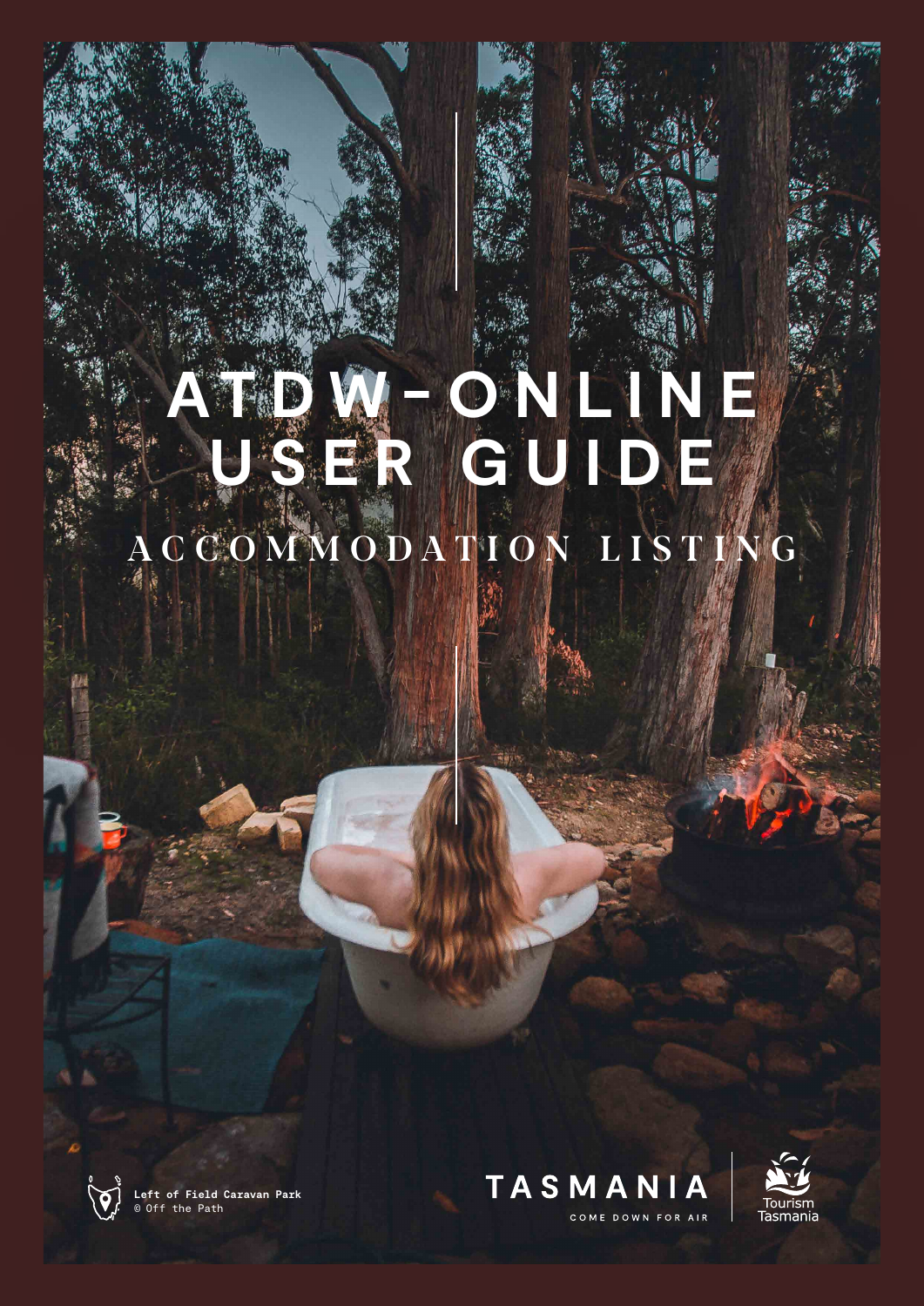# ATDW-ONLINE USER GUIDE

## ACCOMMODATION LISTING

Left of Field Caravan Park
© Off the Path

TASMANIA
COME DOWN FOR AIR

Tourism Tasmania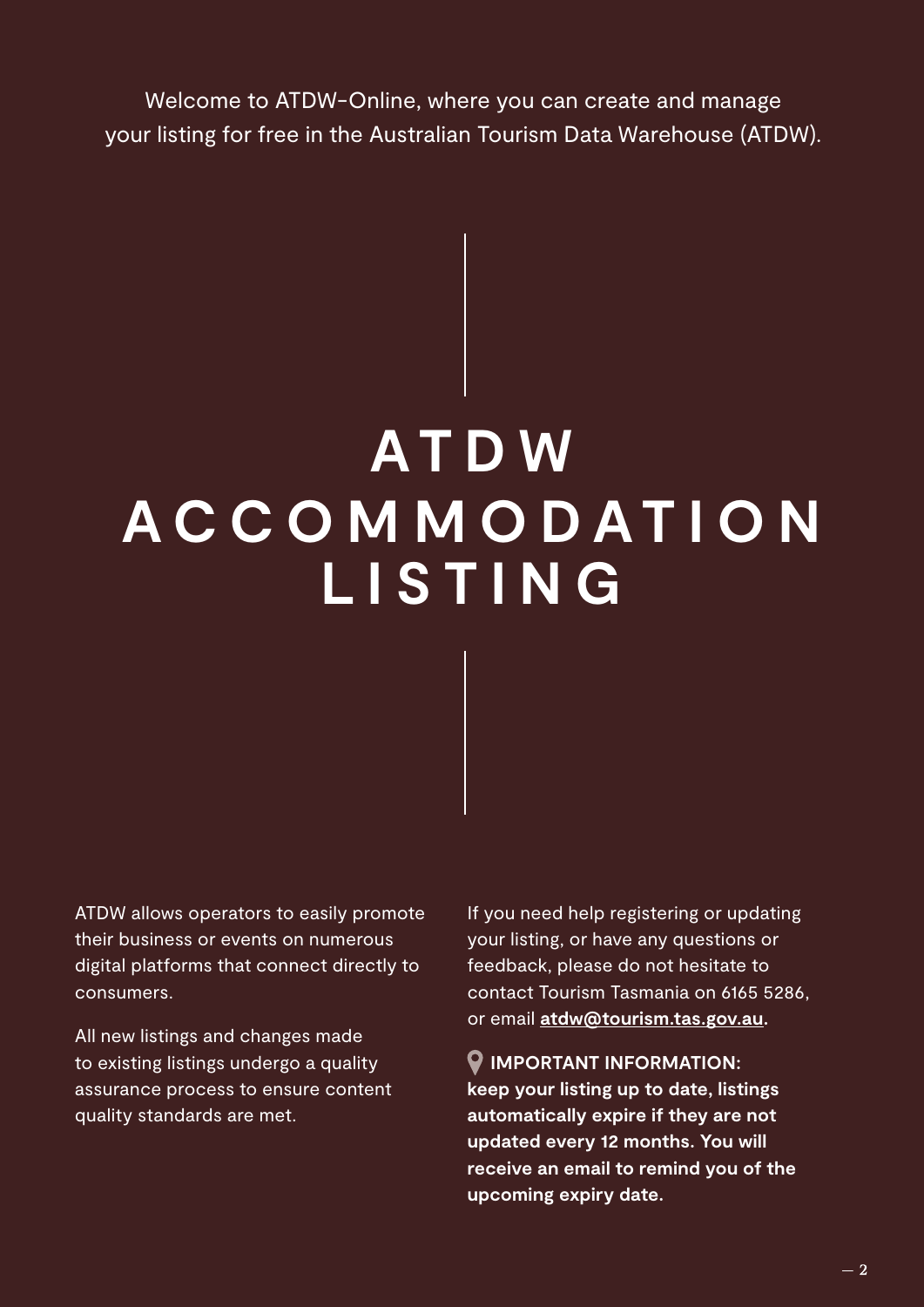Welcome to ATDW-Online, where you can create and manage your listing for free in the Australian Tourism Data Warehouse (ATDW).

# ATDW ACCOMMODATION LISTING

ATDW allows operators to easily promote their business or events on numerous digital platforms that connect directly to consumers.

All new listings and changes made to existing listings undergo a quality assurance process to ensure content quality standards are met.

If you need help registering or updating your listing, or have any questions or feedback, please do not hesitate to contact Tourism Tasmania on 6165 5286, or email **atdw@tourism.tas.gov.au**.

**IMPORTANT INFORMATION: keep your listing up to date, listings automatically expire if they are not updated every 12 months. You will receive an email to remind you of the upcoming expiry date.**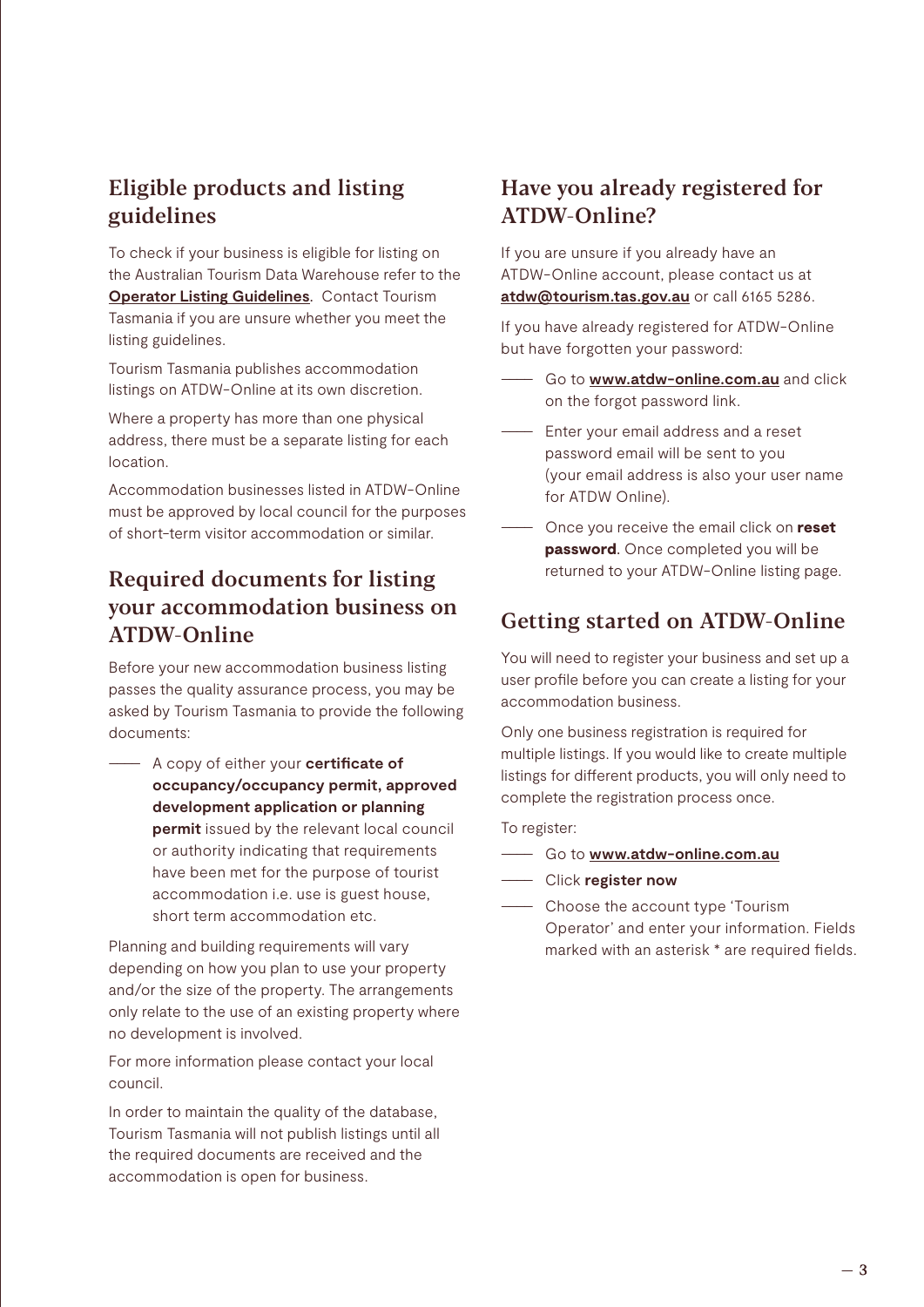## Eligible products and listing guidelines

To check if your business is eligible for listing on the Australian Tourism Data Warehouse refer to the **Operator Listing Guidelines**. Contact Tourism Tasmania if you are unsure whether you meet the listing guidelines.

Tourism Tasmania publishes accommodation listings on ATDW-Online at its own discretion.

Where a property has more than one physical address, there must be a separate listing for each location.

Accommodation businesses listed in ATDW-Online must be approved by local council for the purposes of short-term visitor accommodation or similar.

## Required documents for listing your accommodation business on ATDW-Online

Before your new accommodation business listing passes the quality assurance process, you may be asked by Tourism Tasmania to provide the following documents:

- A copy of either your **certificate of occupancy/occupancy permit, approved development application or planning permit** issued by the relevant local council or authority indicating that requirements have been met for the purpose of tourist accommodation i.e. use is guest house, short term accommodation etc.

Planning and building requirements will vary depending on how you plan to use your property and/or the size of the property. The arrangements only relate to the use of an existing property where no development is involved.

For more information please contact your local council.

In order to maintain the quality of the database, Tourism Tasmania will not publish listings until all the required documents are received and the accommodation is open for business.

## Have you already registered for ATDW-Online?

If you are unsure if you already have an ATDW-Online account, please contact us at **atdw@tourism.tas.gov.au** or call 6165 5286.

If you have already registered for ATDW-Online but have forgotten your password:

- Go to **www.atdw-online.com.au** and click on the forgot password link.
- Enter your email address and a reset password email will be sent to you (your email address is also your user name for ATDW Online).
- Once you receive the email click on **reset password**. Once completed you will be returned to your ATDW-Online listing page.

## Getting started on ATDW-Online

You will need to register your business and set up a user profile before you can create a listing for your accommodation business.

Only one business registration is required for multiple listings. If you would like to create multiple listings for different products, you will only need to complete the registration process once.

To register:

- Go to **www.atdw-online.com.au**
- Click **register now**
- Choose the account type 'Tourism Operator' and enter your information. Fields marked with an asterisk * are required fields.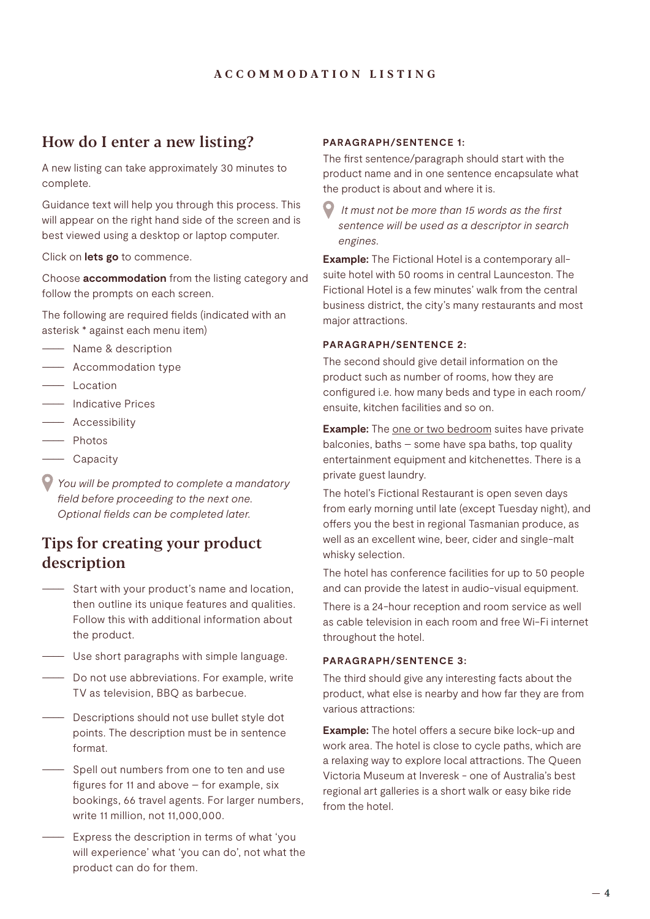# How do I enter a new listing?

A new listing can take approximately 30 minutes to complete.

Guidance text will help you through this process. This will appear on the right hand side of the screen and is best viewed using a desktop or laptop computer.

Click on **lets go** to commence.

Choose **accommodation** from the listing category and follow the prompts on each screen.

The following are required fields (indicated with an asterisk * against each menu item)

- Name & description
- Accommodation type
- Location
- Indicative Prices
- Accessibility
- Photos
- Capacity

*You will be prompted to complete a mandatory field before proceeding to the next one. Optional fields can be completed later.*

## Tips for creating your product description

- Start with your product's name and location, then outline its unique features and qualities. Follow this with additional information about the product.
- Use short paragraphs with simple language.
- Do not use abbreviations. For example, write TV as television, BBQ as barbecue.
- Descriptions should not use bullet style dot points. The description must be in sentence format.
- Spell out numbers from one to ten and use figures for 11 and above – for example, six bookings, 66 travel agents. For larger numbers, write 11 million, not 11,000,000.
- Express the description in terms of what 'you will experience' what 'you can do', not what the product can do for them.

### PARAGRAPH/SENTENCE 1:

The first sentence/paragraph should start with the product name and in one sentence encapsulate what the product is about and where it is.

*It must not be more than 15 words as the first sentence will be used as a descriptor in search engines.*

**Example:** The Fictional Hotel is a contemporary all-suite hotel with 50 rooms in central Launceston. The Fictional Hotel is a few minutes' walk from the central business district, the city's many restaurants and most major attractions.

### PARAGRAPH/SENTENCE 2:

The second should give detail information on the product such as number of rooms, how they are configured i.e. how many beds and type in each room/ ensuite, kitchen facilities and so on.

**Example:** The one or two bedroom suites have private balconies, baths – some have spa baths, top quality entertainment equipment and kitchenettes. There is a private guest laundry.

The hotel's Fictional Restaurant is open seven days from early morning until late (except Tuesday night), and offers you the best in regional Tasmanian produce, as well as an excellent wine, beer, cider and single-malt whisky selection.

The hotel has conference facilities for up to 50 people and can provide the latest in audio-visual equipment.

There is a 24-hour reception and room service as well as cable television in each room and free Wi-Fi internet throughout the hotel.

### PARAGRAPH/SENTENCE 3:

The third should give any interesting facts about the product, what else is nearby and how far they are from various attractions:

**Example:** The hotel offers a secure bike lock-up and work area. The hotel is close to cycle paths, which are a relaxing way to explore local attractions. The Queen Victoria Museum at Inveresk - one of Australia's best regional art galleries is a short walk or easy bike ride from the hotel.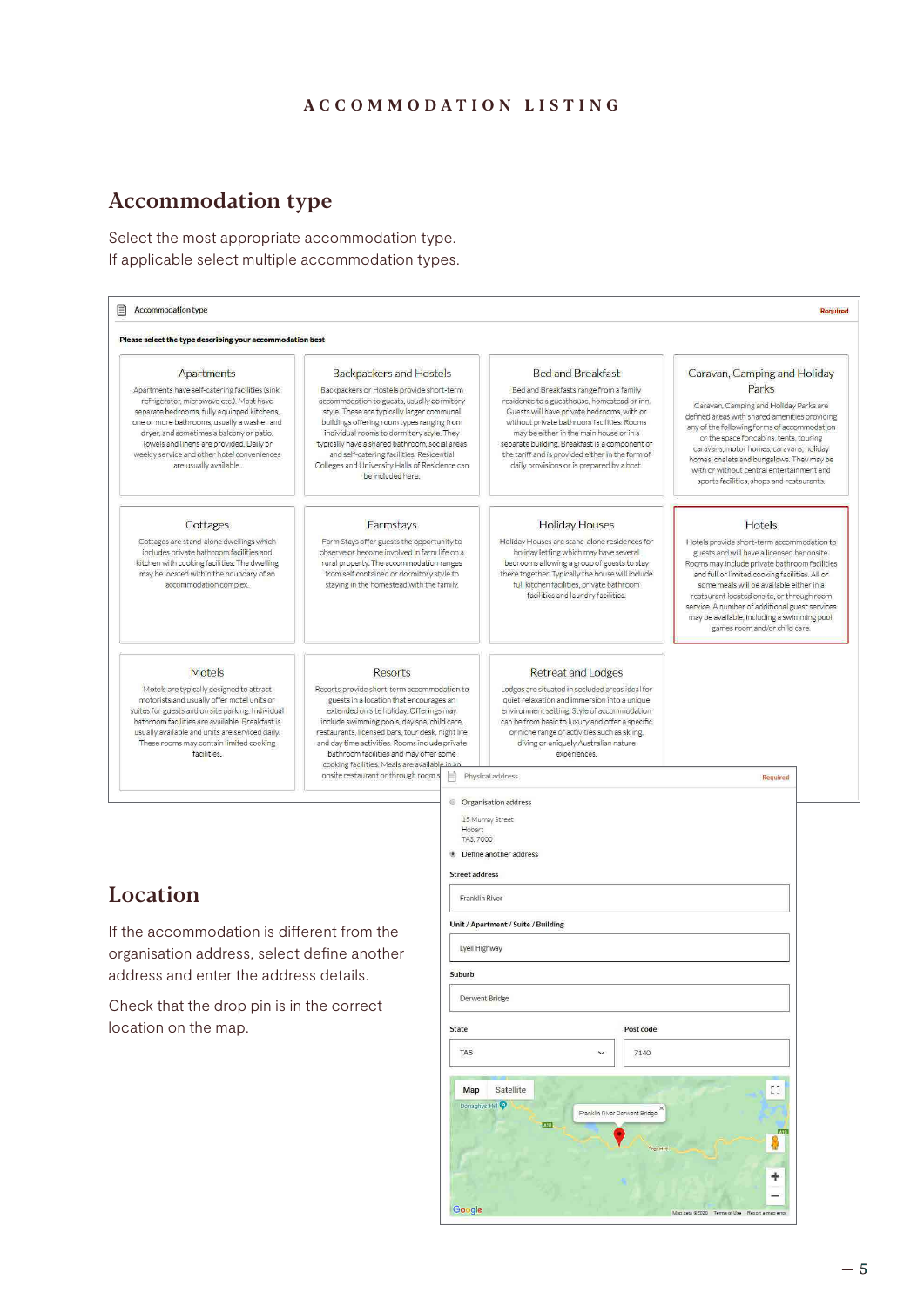ACCOMMODATION LISTING

## Accommodation type

Select the most appropriate accommodation type.
If applicable select multiple accommodation types.

Accommodation type

Required

**Please select the type describing your accommodation best**

**Apartments**
Apartments have self-catering facilities (sink, refrigerator, microwave etc.). Most have separate bedrooms, fully equipped kitchens, one or more bathrooms, usually a washer and dryer, and sometimes a balcony or patio. Towels and linens are provided. Daily or weekly service and other hotel conveniences are usually available.

**Backpackers and Hostels**
Backpackers or Hostels provide short-term accommodation to guests, usually dormitory style. These are typically larger communal buildings offering room types ranging from individual rooms to dormitory style. They typically have a shared bathroom, social areas and self-catering facilities. Residential Colleges and University Halls of Residence can be included here.

**Bed and Breakfast**
Bed and Breakfasts range from a family residence to a guesthouse, homestead or inn. Guests will have private bedrooms, with or without private bathroom facilities. Rooms may be either in the main house or in a separate building. Breakfast is a component of the tariff and is provided either in the form of daily provisions or is prepared by a host.

**Caravan, Camping and Holiday Parks**
Caravan, Camping and Holiday Parks are defined areas with shared amenities providing any of the following forms of accommodation or the space for cabins, tents, touring caravans, motor homes, caravans, holiday homes, chalets and bungalows. They may be with or without central entertainment and sports facilities, shops and restaurants.

**Cottages**
Cottages are stand-alone dwellings which includes private bathroom facilities and kitchen with cooking facilities. The dwelling may be located within the boundary of an accommodation complex.

**Farmstays**
Farm Stays offer guests the opportunity to observe or become involved in farm life on a rural property. The accommodation ranges from self contained or dormitory style to staying in the homestead with the family.

**Holiday Houses**
Holiday Houses are stand-alone residences for holiday letting which may have several bedrooms allowing a group of guests to stay there together. Typically the house will include full kitchen facilities, private bathroom facilities and laundry facilities.

**Hotels**
Hotels provide short-term accommodation to guests and will have a licensed bar onsite. Rooms may include private bathroom facilities and full or limited cooking facilities. All or some meals will be available either in a restaurant located onsite, or through room service. A number of additional guest services may be available, including a swimming pool, games room and/or child care.

**Motels**
Motels are typically designed to attract motorists and usually offer motel units or suites for guests and on site parking. Individual bathroom facilities are available. Breakfast is usually available and units are serviced daily. These rooms may contain limited cooking facilities.

**Resorts**
Resorts provide short-term accommodation to guests in a location that encourages an extended on site holiday. Offerings may include swimming pools, day spa, child care, restaurants, licensed bars, tour desk, night life and day time activities. Rooms include private bathroom facilities and may offer some cooking facilities. Meals are available in an onsite restaurant or through room s

**Retreat and Lodges**
Lodges are situated in secluded areas ideal for quiet relaxation and immersion into a unique environment setting. Style of accommodation can be from basic to luxury and offer a specific or niche range of activities such as skiing, diving or uniquely Australian nature experiences.

## Location

If the accommodation is different from the organisation address, select define another address and enter the address details.

Check that the drop pin is in the correct location on the map.

Physical address

Required

- Organisation address
  15 Murray Street
  Hobart
  TAS, 7000
- Define another address

**Street address**
Franklin River

**Unit / Apartment / Suite / Building**
Lyell Highway

**Suburb**
Derwent Bridge

**State**
TAS

**Post code**
7140

Map Satellite

Franklin River Derwent Bridge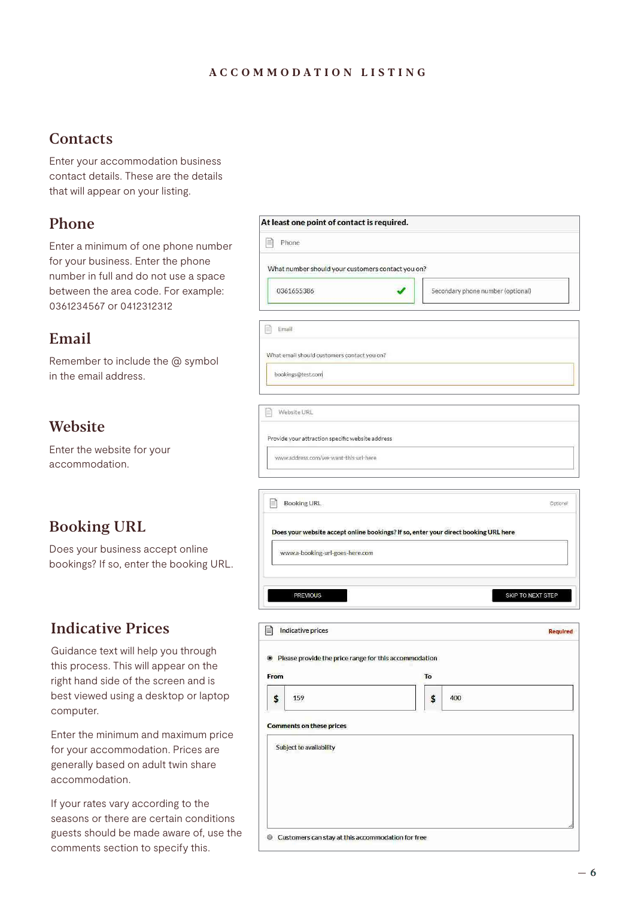# ACCOMMODATION LISTING

## Contacts

Enter your accommodation business contact details. These are the details that will appear on your listing.

## Phone

Enter a minimum of one phone number for your business. Enter the phone number in full and do not use a space between the area code. For example: 0361234567 or 0412312312

**At least one point of contact is required.**

Phone

What number should your customers contact you on?

0361655386

Secondary phone number (optional)

## Email

Remember to include the @ symbol in the email address.

Email

What email should customers contact you on?

bookings@test.com

## Website

Enter the website for your accommodation.

Website URL

Provide your attraction specific website address

www.address.com/we-want-this-url-here

## Booking URL

Does your business accept online bookings? If so, enter the booking URL.

Booking URL

Optional

**Does your website accept online bookings? If so, enter your direct booking URL here**

www.a-booking-url-goes-here.com

PREVIOUS

SKIP TO NEXT STEP

## Indicative Prices

Guidance text will help you through this process. This will appear on the right hand side of the screen and is best viewed using a desktop or laptop computer.

Enter the minimum and maximum price for your accommodation. Prices are generally based on adult twin share accommodation.

If your rates vary according to the seasons or there are certain conditions guests should be made aware of, use the comments section to specify this.

Indicative prices

Required

Please provide the price range for this accommodation

**From**

$ 159

**To**

$ 400

**Comments on these prices**

Subject to availability

Customers can stay at this accommodation for free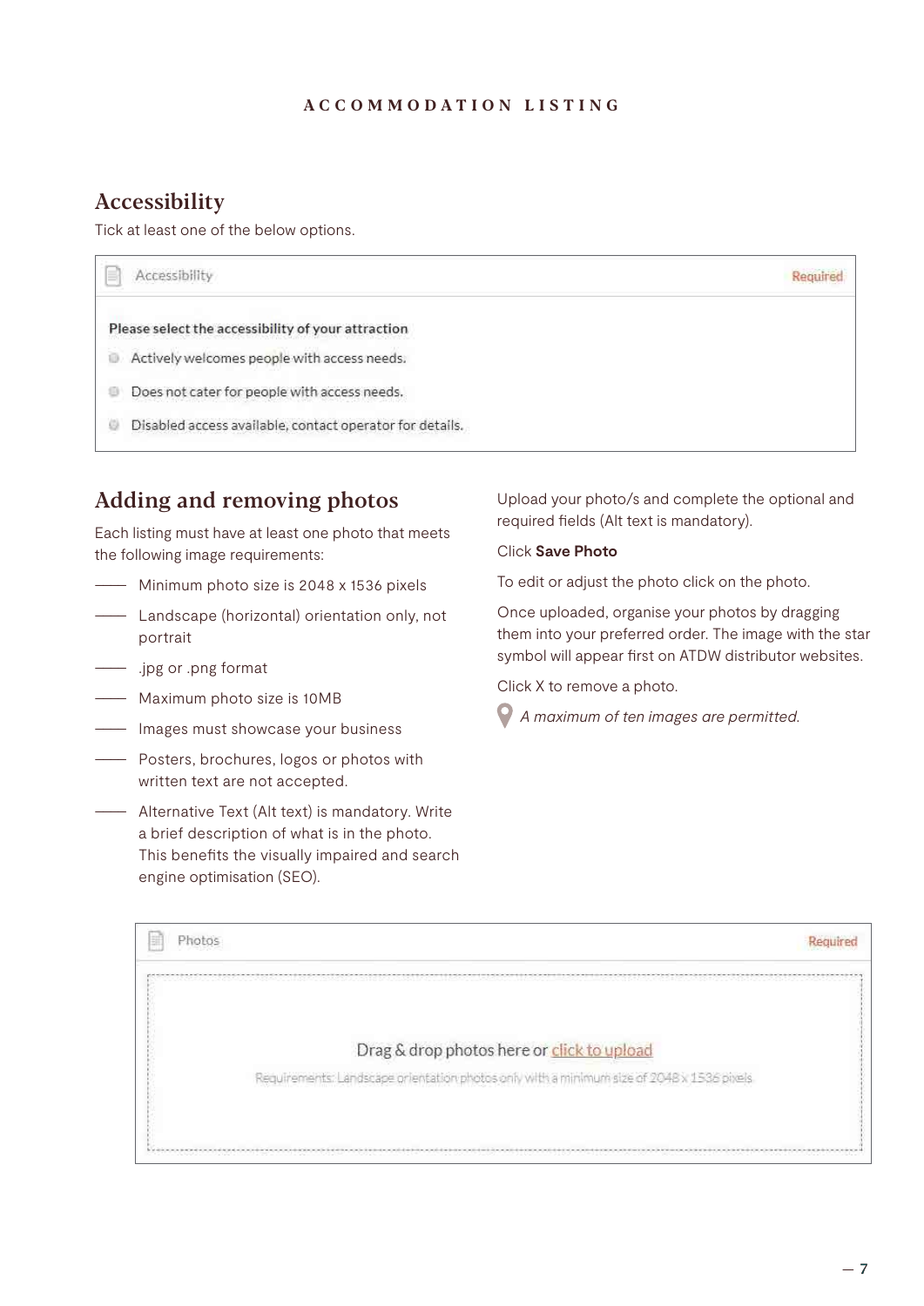## Accessibility

Tick at least one of the below options.

Accessibility — Required

**Please select the accessibility of your attraction**

- Actively welcomes people with access needs.
- Does not cater for people with access needs.
- Disabled access available, contact operator for details.

## Adding and removing photos

Each listing must have at least one photo that meets the following image requirements:

- Minimum photo size is 2048 x 1536 pixels
- Landscape (horizontal) orientation only, not portrait
- .jpg or .png format
- Maximum photo size is 10MB
- Images must showcase your business
- Posters, brochures, logos or photos with written text are not accepted.
- Alternative Text (Alt text) is mandatory. Write a brief description of what is in the photo. This benefits the visually impaired and search engine optimisation (SEO).

Upload your photo/s and complete the optional and required fields (Alt text is mandatory).

Click **Save Photo**

To edit or adjust the photo click on the photo.

Once uploaded, organise your photos by dragging them into your preferred order. The image with the star symbol will appear first on ATDW distributor websites.

Click X to remove a photo.

*A maximum of ten images are permitted.*

Photos — Required

Drag & drop photos here or click to upload

Requirements: Landscape orientation photos only with a minimum size of 2048 x 1536 pixels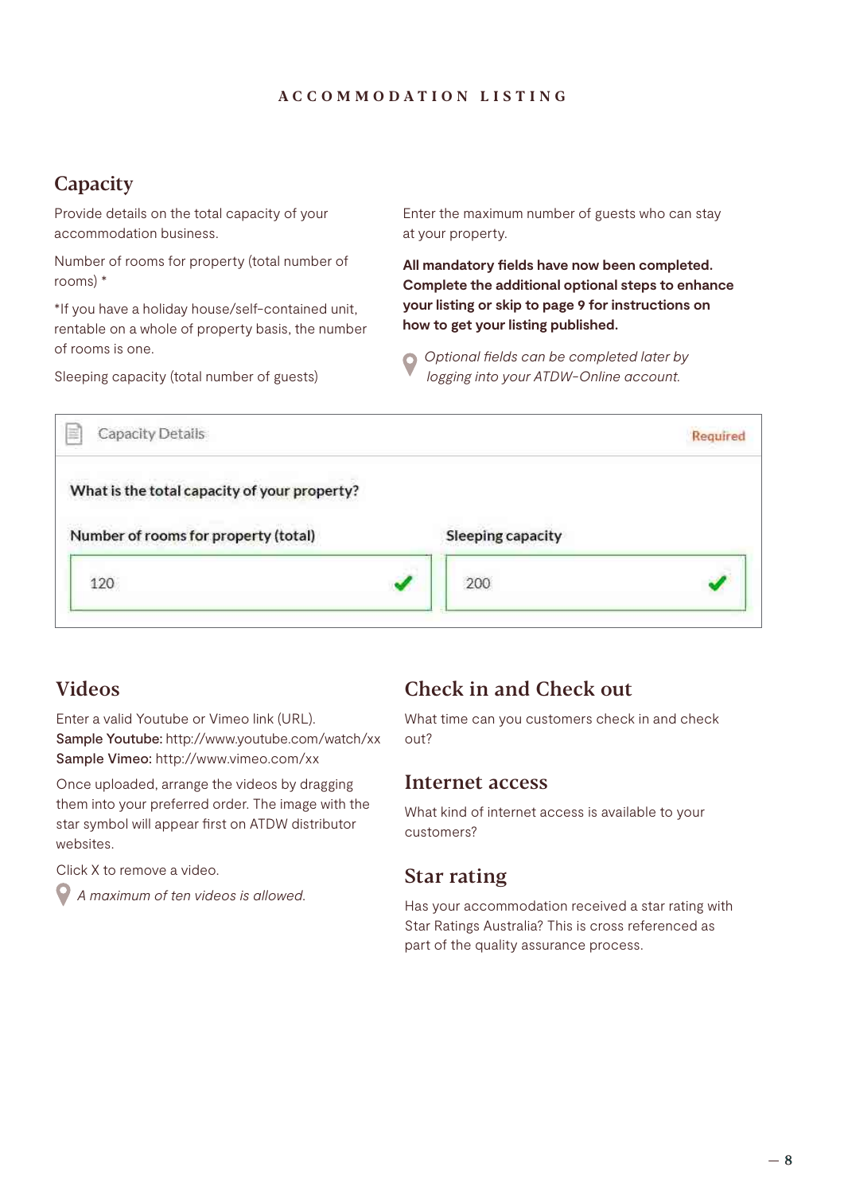## Capacity

Provide details on the total capacity of your accommodation business.

Number of rooms for property (total number of rooms) *

*If you have a holiday house/self-contained unit, rentable on a whole of property basis, the number of rooms is one.

Sleeping capacity (total number of guests)

Enter the maximum number of guests who can stay at your property.

**All mandatory fields have now been completed. Complete the additional optional steps to enhance your listing or skip to page 9 for instructions on how to get your listing published.**

*Optional fields can be completed later by logging into your ATDW-Online account.*

Capacity Details — Required

**What is the total capacity of your property?**

| Number of rooms for property (total) | Sleeping capacity |
|---|---|
| 120 | 200 |

## Videos

Enter a valid Youtube or Vimeo link (URL).
**Sample Youtube:** http://www.youtube.com/watch/xx
**Sample Vimeo:** http://www.vimeo.com/xx

Once uploaded, arrange the videos by dragging them into your preferred order. The image with the star symbol will appear first on ATDW distributor websites.

Click X to remove a video.

*A maximum of ten videos is allowed.*

## Check in and Check out

What time can you customers check in and check out?

## Internet access

What kind of internet access is available to your customers?

## Star rating

Has your accommodation received a star rating with Star Ratings Australia? This is cross referenced as part of the quality assurance process.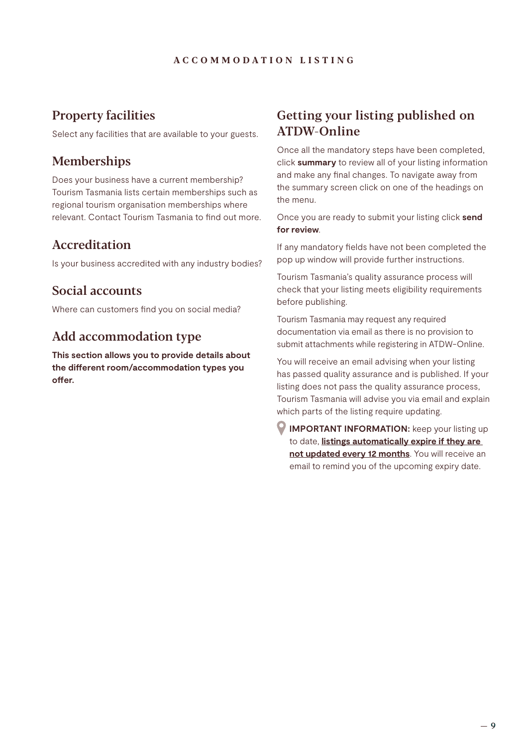## Property facilities

Select any facilities that are available to your guests.

## Memberships

Does your business have a current membership? Tourism Tasmania lists certain memberships such as regional tourism organisation memberships where relevant. Contact Tourism Tasmania to find out more.

## Accreditation

Is your business accredited with any industry bodies?

## Social accounts

Where can customers find you on social media?

## Add accommodation type

**This section allows you to provide details about the different room/accommodation types you offer.**

## Getting your listing published on ATDW-Online

Once all the mandatory steps have been completed, click **summary** to review all of your listing information and make any final changes. To navigate away from the summary screen click on one of the headings on the menu.

Once you are ready to submit your listing click **send for review**.

If any mandatory fields have not been completed the pop up window will provide further instructions.

Tourism Tasmania's quality assurance process will check that your listing meets eligibility requirements before publishing.

Tourism Tasmania may request any required documentation via email as there is no provision to submit attachments while registering in ATDW-Online.

You will receive an email advising when your listing has passed quality assurance and is published. If your listing does not pass the quality assurance process, Tourism Tasmania will advise you via email and explain which parts of the listing require updating.

**IMPORTANT INFORMATION:** keep your listing up to date, **listings automatically expire if they are not updated every 12 months**. You will receive an email to remind you of the upcoming expiry date.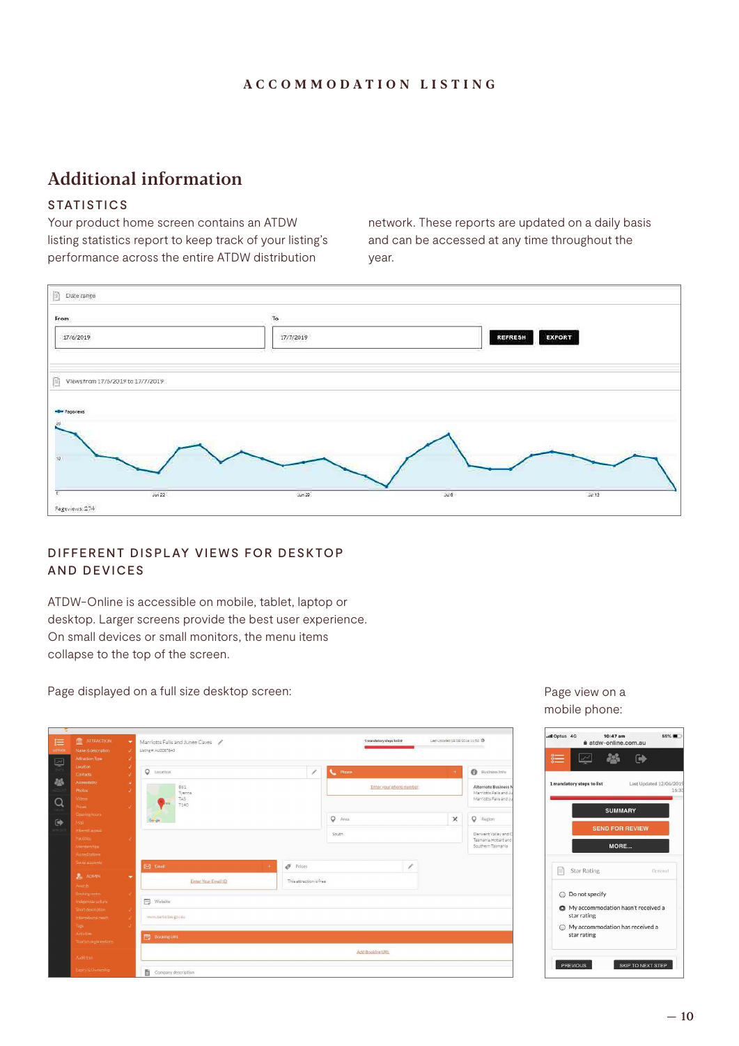## Additional information

### STATISTICS

Your product home screen contains an ATDW listing statistics report to keep track of your listing's performance across the entire ATDW distribution network. These reports are updated on a daily basis and can be accessed at any time throughout the year.

Date range

From 17/6/2019 To 17/7/2019 REFRESH EXPORT

Views from 17/6/2019 to 17/7/2019

Pageviews

20

10

0

Jun 22

Jun 29

Jul 6

Jul 13

Pageviews: 274

### DIFFERENT DISPLAY VIEWS FOR DESKTOP AND DEVICES

ATDW-Online is accessible on mobile, tablet, laptop or desktop. Larger screens provide the best user experience. On small devices or small monitors, the menu items collapse to the top of the screen.

Page displayed on a full size desktop screen:

Page view on a mobile phone: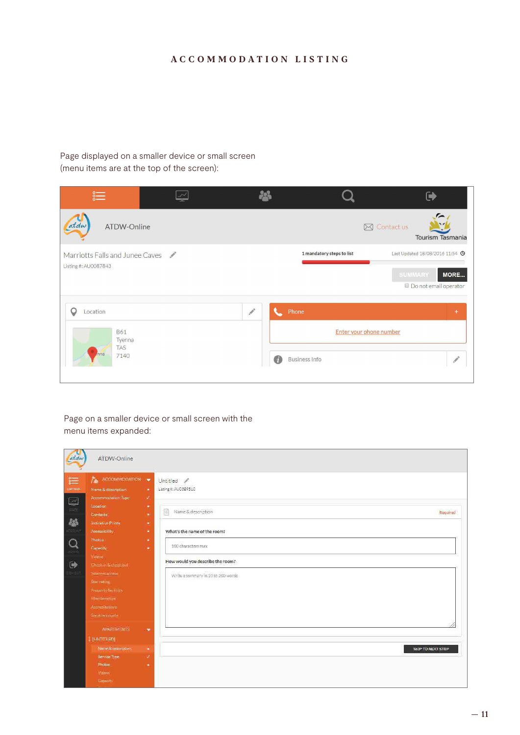Page displayed on a smaller device or small screen
(menu items are at the top of the screen):

ATDW-Online

Contact us

Tourism Tasmania

Marriotts Falls and Junee Caves

Listing #: AU0087843

1 mandatory steps to list

Last Updated 18/08/2016 11:54

SUMMARY

MORE...

Do not email operator

Location

B61
Tyenna
TAS
7140

Phone

Enter your phone number

Business Info

Page on a smaller device or small screen with the menu items expanded:

ATDW-Online

ACCOMMODATION

Name & description

Accommodation Type

Location

Contacts

Indicative Prices

Accessibility

Photos

Capacity

Videos

Check in & checkout

Internet access

Star rating

Property facilities

Memberships

Accreditations

Social accounts

APARTMENTS

[UNTITLED]

Name & description

Service Type

Photos

Videos

Capacity

Untitled

Listing #: AU0389510

Name & description

Required

What's the name of the room?

100 characters max

How would you describe the room?

Write a summary in 10 to 200 words

SKIP TO NEXT STEP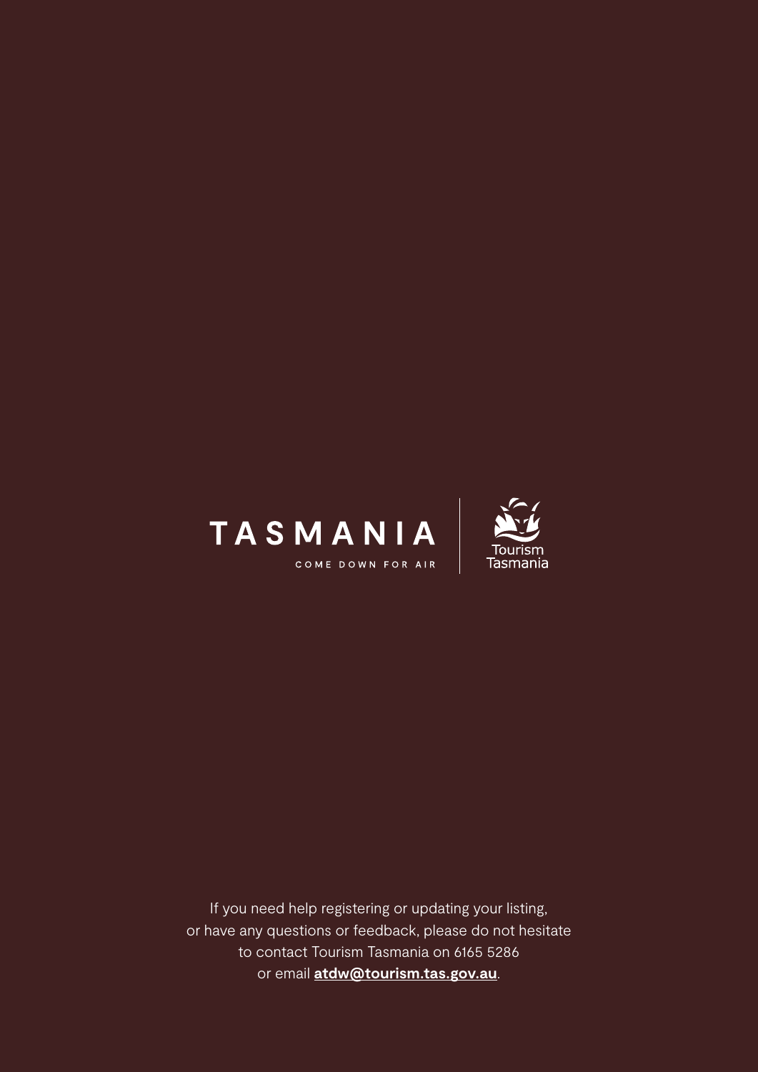TASMANIA

COME DOWN FOR AIR

Tourism Tasmania

If you need help registering or updating your listing, or have any questions or feedback, please do not hesitate to contact Tourism Tasmania on 6165 5286 or email **atdw@tourism.tas.gov.au**.